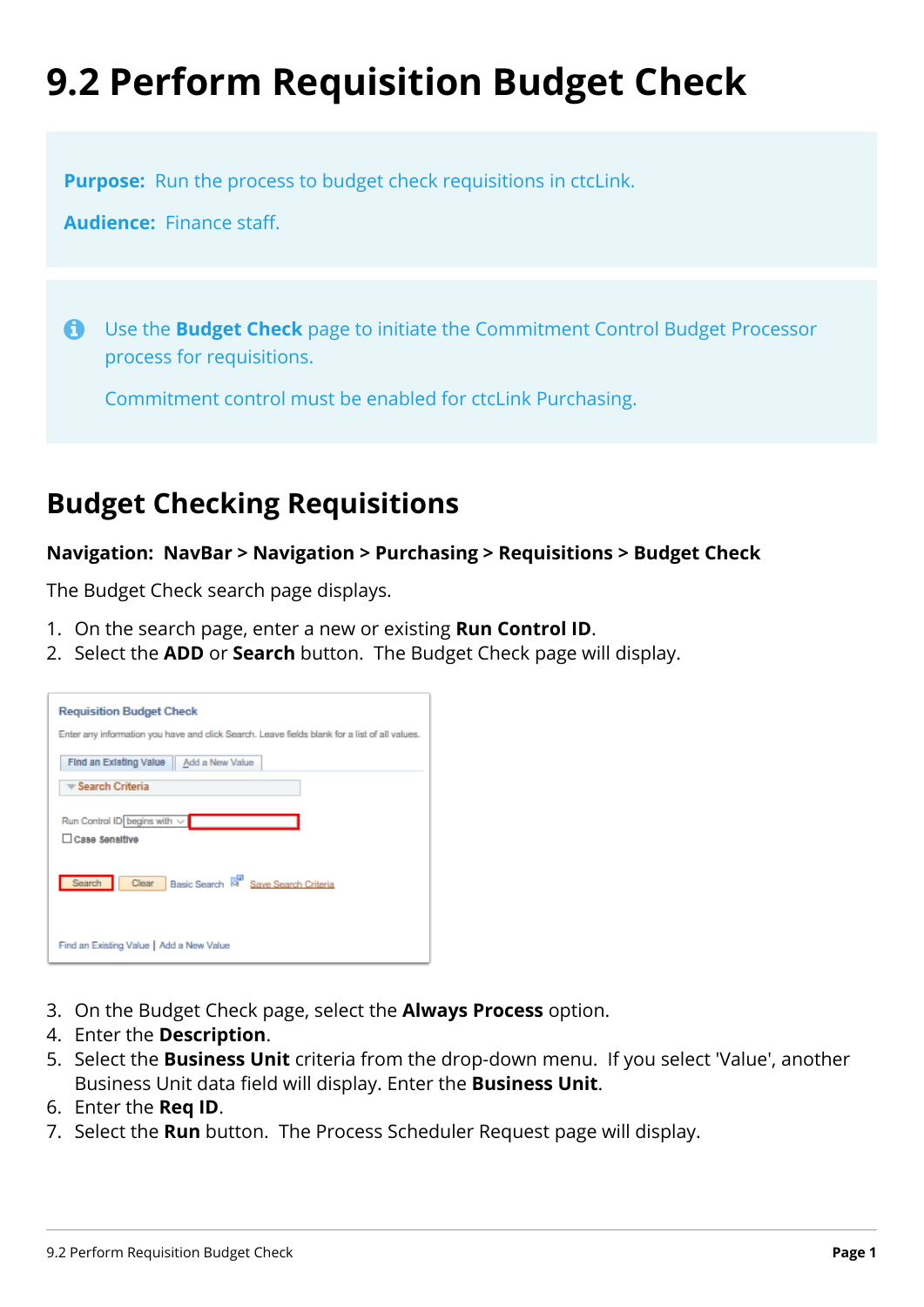# 9.2 Perform Requisition Budget Check

**Purpose:** Run the process to budget check requisitions in ctcLink.

**Audience:** Finance staff.

Use the **Budget Check** page to initiate the Commitment Control Budget Processor process for requisitions.

Commitment control must be enabled for ctcLink Purchasing.

## Budget Checking Requisitions

**Navigation: NavBar > Navigation > Purchasing > Requisitions > Budget Check**

The Budget Check search page displays.

1. On the search page, enter a new or existing **Run Control ID**.
2. Select the **ADD** or **Search** button. The Budget Check page will display.

3. On the Budget Check page, select the **Always Process** option.
4. Enter the **Description**.
5. Select the **Business Unit** criteria from the drop-down menu. If you select 'Value', another Business Unit data field will display. Enter the **Business Unit**.
6. Enter the **Req ID**.
7. Select the **Run** button. The Process Scheduler Request page will display.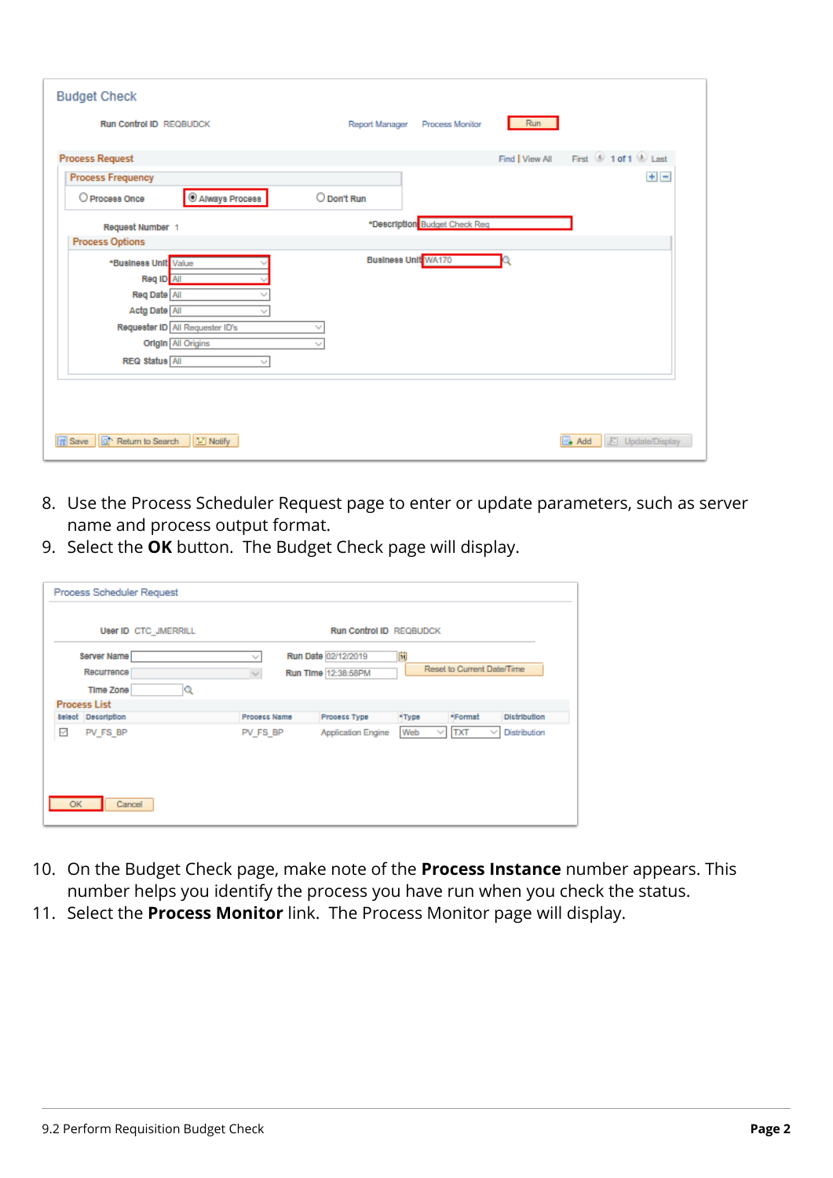8. Use the Process Scheduler Request page to enter or update parameters, such as server name and process output format.
9. Select the **OK** button. The Budget Check page will display.
10. On the Budget Check page, make note of the **Process Instance** number appears. This number helps you identify the process you have run when you check the status.
11. Select the **Process Monitor** link. The Process Monitor page will display.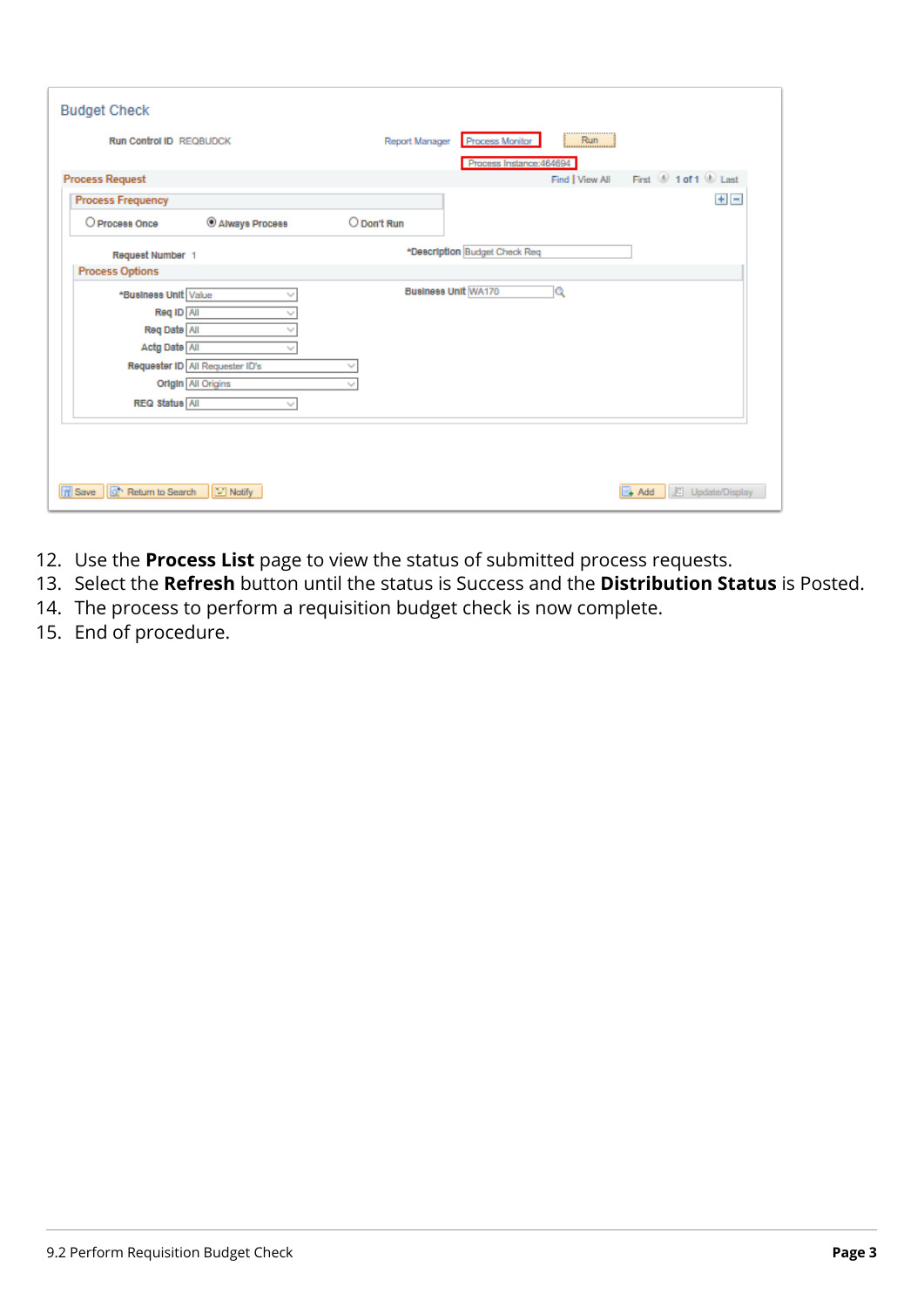12. Use the **Process List** page to view the status of submitted process requests.
13. Select the **Refresh** button until the status is Success and the **Distribution Status** is Posted.
14. The process to perform a requisition budget check is now complete.
15. End of procedure.